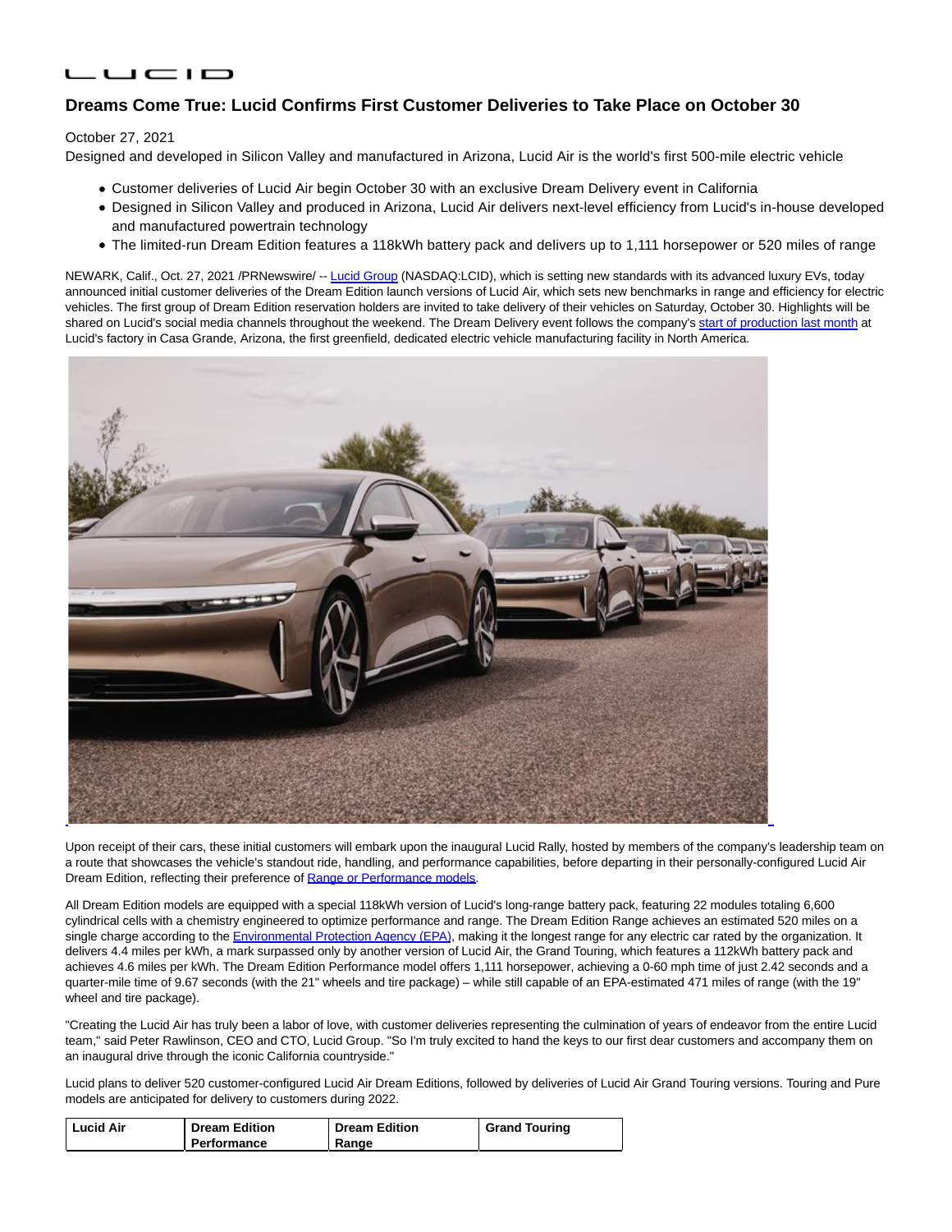LUCID

# Dreams Come True: Lucid Confirms First Customer Deliveries to Take Place on October 30

October 27, 2021

Designed and developed in Silicon Valley and manufactured in Arizona, Lucid Air is the world's first 500-mile electric vehicle

- Customer deliveries of Lucid Air begin October 30 with an exclusive Dream Delivery event in California
- Designed in Silicon Valley and produced in Arizona, Lucid Air delivers next-level efficiency from Lucid's in-house developed and manufactured powertrain technology
- The limited-run Dream Edition features a 118kWh battery pack and delivers up to 1,111 horsepower or 520 miles of range

NEWARK, Calif., Oct. 27, 2021 /PRNewswire/ -- Lucid Group (NASDAQ:LCID), which is setting new standards with its advanced luxury EVs, today announced initial customer deliveries of the Dream Edition launch versions of Lucid Air, which sets new benchmarks in range and efficiency for electric vehicles. The first group of Dream Edition reservation holders are invited to take delivery of their vehicles on Saturday, October 30. Highlights will be shared on Lucid's social media channels throughout the weekend. The Dream Delivery event follows the company's start of production last month at Lucid's factory in Casa Grande, Arizona, the first greenfield, dedicated electric vehicle manufacturing facility in North America.

Upon receipt of their cars, these initial customers will embark upon the inaugural Lucid Rally, hosted by members of the company's leadership team on a route that showcases the vehicle's standout ride, handling, and performance capabilities, before departing in their personally-configured Lucid Air Dream Edition, reflecting their preference of Range or Performance models.

All Dream Edition models are equipped with a special 118kWh version of Lucid's long-range battery pack, featuring 22 modules totaling 6,600 cylindrical cells with a chemistry engineered to optimize performance and range. The Dream Edition Range achieves an estimated 520 miles on a single charge according to the Environmental Protection Agency (EPA), making it the longest range for any electric car rated by the organization. It delivers 4.4 miles per kWh, a mark surpassed only by another version of Lucid Air, the Grand Touring, which features a 112kWh battery pack and achieves 4.6 miles per kWh. The Dream Edition Performance model offers 1,111 horsepower, achieving a 0-60 mph time of just 2.42 seconds and a quarter-mile time of 9.67 seconds (with the 21" wheels and tire package) – while still capable of an EPA-estimated 471 miles of range (with the 19" wheel and tire package).

"Creating the Lucid Air has truly been a labor of love, with customer deliveries representing the culmination of years of endeavor from the entire Lucid team," said Peter Rawlinson, CEO and CTO, Lucid Group. "So I'm truly excited to hand the keys to our first dear customers and accompany them on an inaugural drive through the iconic California countryside."

Lucid plans to deliver 520 customer-configured Lucid Air Dream Editions, followed by deliveries of Lucid Air Grand Touring versions. Touring and Pure models are anticipated for delivery to customers during 2022.

| Lucid Air | Dream Edition Performance | Dream Edition Range | Grand Touring |
|---|---|---|---|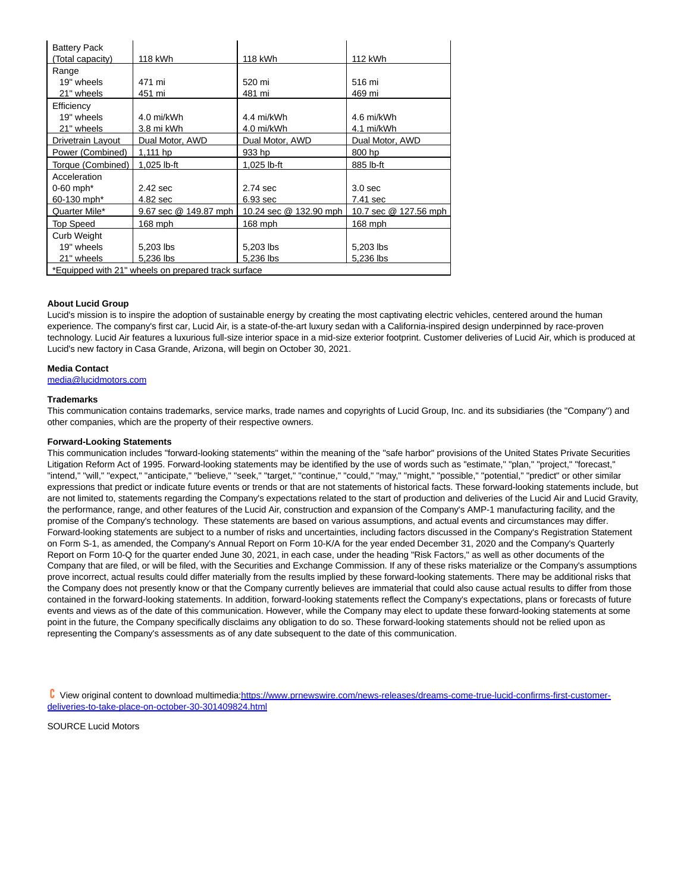| | | | |
|---|---|---|---|
| Battery Pack (Total capacity) | 118 kWh | 118 kWh | 112 kWh |
| Range 19" wheels 21" wheels | 471 mi 451 mi | 520 mi 481 mi | 516 mi 469 mi |
| Efficiency 19" wheels 21" wheels | 4.0 mi/kWh 3.8 mi kWh | 4.4 mi/kWh 4.0 mi/kWh | 4.6 mi/kWh 4.1 mi/kWh |
| Drivetrain Layout | Dual Motor, AWD | Dual Motor, AWD | Dual Motor, AWD |
| Power (Combined) | 1,111 hp | 933 hp | 800 hp |
| Torque (Combined) | 1,025 lb-ft | 1,025 lb-ft | 885 lb-ft |
| Acceleration 0-60 mph* 60-130 mph* | 2.42 sec 4.82 sec | 2.74 sec 6.93 sec | 3.0 sec 7.41 sec |
| Quarter Mile* | 9.67 sec @ 149.87 mph | 10.24 sec @ 132.90 mph | 10.7 sec @ 127.56 mph |
| Top Speed | 168 mph | 168 mph | 168 mph |
| Curb Weight 19" wheels 21" wheels | 5,203 lbs 5,236 lbs | 5,203 lbs 5,236 lbs | 5,203 lbs 5,236 lbs |
| *Equipped with 21" wheels on prepared track surface | | | |

**About Lucid Group**

Lucid's mission is to inspire the adoption of sustainable energy by creating the most captivating electric vehicles, centered around the human experience. The company's first car, Lucid Air, is a state-of-the-art luxury sedan with a California-inspired design underpinned by race-proven technology. Lucid Air features a luxurious full-size interior space in a mid-size exterior footprint. Customer deliveries of Lucid Air, which is produced at Lucid's new factory in Casa Grande, Arizona, will begin on October 30, 2021.

**Media Contact**

media@lucidmotors.com

**Trademarks**

This communication contains trademarks, service marks, trade names and copyrights of Lucid Group, Inc. and its subsidiaries (the "Company") and other companies, which are the property of their respective owners.

**Forward-Looking Statements**

This communication includes "forward-looking statements" within the meaning of the "safe harbor" provisions of the United States Private Securities Litigation Reform Act of 1995. Forward-looking statements may be identified by the use of words such as "estimate," "plan," "project," "forecast," "intend," "will," "expect," "anticipate," "believe," "seek," "target," "continue," "could," "may," "might," "possible," "potential," "predict" or other similar expressions that predict or indicate future events or trends or that are not statements of historical facts. These forward-looking statements include, but are not limited to, statements regarding the Company's expectations related to the start of production and deliveries of the Lucid Air and Lucid Gravity, the performance, range, and other features of the Lucid Air, construction and expansion of the Company's AMP-1 manufacturing facility, and the promise of the Company's technology. These statements are based on various assumptions, and actual events and circumstances may differ. Forward-looking statements are subject to a number of risks and uncertainties, including factors discussed in the Company's Registration Statement on Form S-1, as amended, the Company's Annual Report on Form 10-K/A for the year ended December 31, 2020 and the Company's Quarterly Report on Form 10-Q for the quarter ended June 30, 2021, in each case, under the heading "Risk Factors," as well as other documents of the Company that are filed, or will be filed, with the Securities and Exchange Commission. If any of these risks materialize or the Company's assumptions prove incorrect, actual results could differ materially from the results implied by these forward-looking statements. There may be additional risks that the Company does not presently know or that the Company currently believes are immaterial that could also cause actual results to differ from those contained in the forward-looking statements. In addition, forward-looking statements reflect the Company's expectations, plans or forecasts of future events and views as of the date of this communication. However, while the Company may elect to update these forward-looking statements at some point in the future, the Company specifically disclaims any obligation to do so. These forward-looking statements should not be relied upon as representing the Company's assessments as of any date subsequent to the date of this communication.

View original content to download multimedia:https://www.prnewswire.com/news-releases/dreams-come-true-lucid-confirms-first-customer-deliveries-to-take-place-on-october-30-301409824.html

SOURCE Lucid Motors